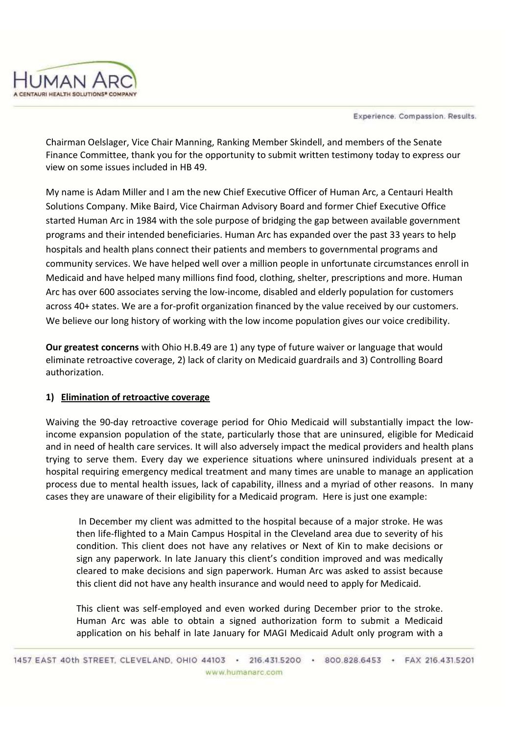Chairman Oelslager, Vice Chair Manning, Ranking Member Skindell, and members of the Senate Finance Committee, thank you for the opportunity to submit written testimony today to express our view on some issues included in HB 49.

My name is Adam Miller and I am the new Chief Executive Officer of Human Arc, a Centauri Health Solutions Company. Mike Baird, Vice Chairman Advisory Board and former Chief Executive Office started Human Arc in 1984 with the sole purpose of bridging the gap between available government programs and their intended beneficiaries. Human Arc has expanded over the past 33 years to help hospitals and health plans connect their patients and members to governmental programs and community services. We have helped well over a million people in unfortunate circumstances enroll in Medicaid and have helped many millions find food, clothing, shelter, prescriptions and more. Human Arc has over 600 associates serving the low-income, disabled and elderly population for customers across 40+ states. We are a for-profit organization financed by the value received by our customers. We believe our long history of working with the low income population gives our voice credibility.

**Our greatest concerns** with Ohio H.B.49 are 1) any type of future waiver or language that would eliminate retroactive coverage, 2) lack of clarity on Medicaid guardrails and 3) Controlling Board authorization.

**1) Elimination of retroactive coverage**

Waiving the 90-day retroactive coverage period for Ohio Medicaid will substantially impact the low-income expansion population of the state, particularly those that are uninsured, eligible for Medicaid and in need of health care services. It will also adversely impact the medical providers and health plans trying to serve them. Every day we experience situations where uninsured individuals present at a hospital requiring emergency medical treatment and many times are unable to manage an application process due to mental health issues, lack of capability, illness and a myriad of other reasons. In many cases they are unaware of their eligibility for a Medicaid program. Here is just one example:

> In December my client was admitted to the hospital because of a major stroke. He was then life-flighted to a Main Campus Hospital in the Cleveland area due to severity of his condition. This client does not have any relatives or Next of Kin to make decisions or sign any paperwork. In late January this client's condition improved and was medically cleared to make decisions and sign paperwork. Human Arc was asked to assist because this client did not have any health insurance and would need to apply for Medicaid.
>
> This client was self-employed and even worked during December prior to the stroke. Human Arc was able to obtain a signed authorization form to submit a Medicaid application on his behalf in late January for MAGI Medicaid Adult only program with a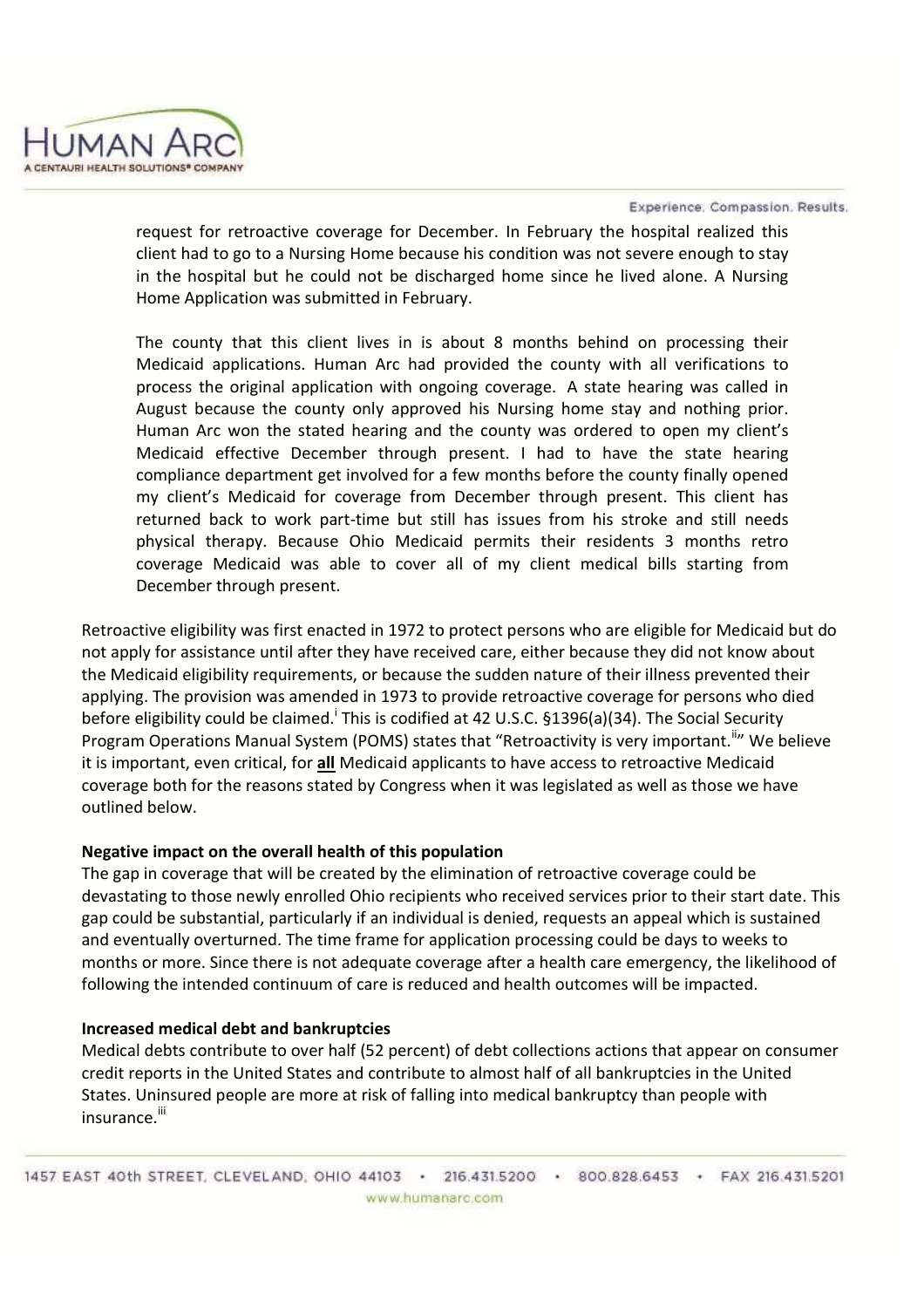request for retroactive coverage for December. In February the hospital realized this client had to go to a Nursing Home because his condition was not severe enough to stay in the hospital but he could not be discharged home since he lived alone. A Nursing Home Application was submitted in February.

The county that this client lives in is about 8 months behind on processing their Medicaid applications. Human Arc had provided the county with all verifications to process the original application with ongoing coverage. A state hearing was called in August because the county only approved his Nursing home stay and nothing prior. Human Arc won the stated hearing and the county was ordered to open my client's Medicaid effective December through present. I had to have the state hearing compliance department get involved for a few months before the county finally opened my client's Medicaid for coverage from December through present. This client has returned back to work part-time but still has issues from his stroke and still needs physical therapy. Because Ohio Medicaid permits their residents 3 months retro coverage Medicaid was able to cover all of my client medical bills starting from December through present.

Retroactive eligibility was first enacted in 1972 to protect persons who are eligible for Medicaid but do not apply for assistance until after they have received care, either because they did not know about the Medicaid eligibility requirements, or because the sudden nature of their illness prevented their applying. The provision was amended in 1973 to provide retroactive coverage for persons who died before eligibility could be claimed.[i] This is codified at 42 U.S.C. §1396(a)(34). The Social Security Program Operations Manual System (POMS) states that "Retroactivity is very important.[ii]" We believe it is important, even critical, for **all** Medicaid applicants to have access to retroactive Medicaid coverage both for the reasons stated by Congress when it was legislated as well as those we have outlined below.

**Negative impact on the overall health of this population**

The gap in coverage that will be created by the elimination of retroactive coverage could be devastating to those newly enrolled Ohio recipients who received services prior to their start date. This gap could be substantial, particularly if an individual is denied, requests an appeal which is sustained and eventually overturned. The time frame for application processing could be days to weeks to months or more. Since there is not adequate coverage after a health care emergency, the likelihood of following the intended continuum of care is reduced and health outcomes will be impacted.

**Increased medical debt and bankruptcies**

Medical debts contribute to over half (52 percent) of debt collections actions that appear on consumer credit reports in the United States and contribute to almost half of all bankruptcies in the United States. Uninsured people are more at risk of falling into medical bankruptcy than people with insurance.[iii]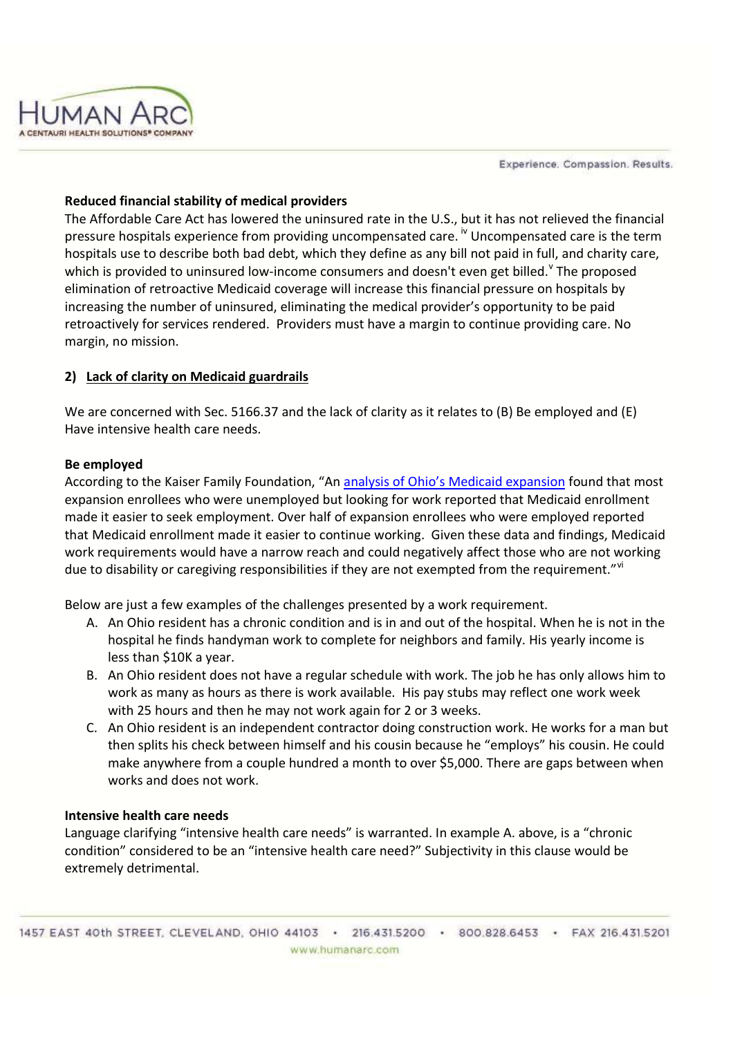**Reduced financial stability of medical providers**

The Affordable Care Act has lowered the uninsured rate in the U.S., but it has not relieved the financial pressure hospitals experience from providing uncompensated care. [iv] Uncompensated care is the term hospitals use to describe both bad debt, which they define as any bill not paid in full, and charity care, which is provided to uninsured low-income consumers and doesn't even get billed.[v] The proposed elimination of retroactive Medicaid coverage will increase this financial pressure on hospitals by increasing the number of uninsured, eliminating the medical provider's opportunity to be paid retroactively for services rendered. Providers must have a margin to continue providing care. No margin, no mission.

**2) <u>Lack of clarity on Medicaid guardrails</u>**

We are concerned with Sec. 5166.37 and the lack of clarity as it relates to (B) Be employed and (E) Have intensive health care needs.

**Be employed**

According to the Kaiser Family Foundation, "An analysis of Ohio's Medicaid expansion found that most expansion enrollees who were unemployed but looking for work reported that Medicaid enrollment made it easier to seek employment. Over half of expansion enrollees who were employed reported that Medicaid enrollment made it easier to continue working. Given these data and findings, Medicaid work requirements would have a narrow reach and could negatively affect those who are not working due to disability or caregiving responsibilities if they are not exempted from the requirement."[vi]

Below are just a few examples of the challenges presented by a work requirement.

A. An Ohio resident has a chronic condition and is in and out of the hospital. When he is not in the hospital he finds handyman work to complete for neighbors and family. His yearly income is less than $10K a year.
B. An Ohio resident does not have a regular schedule with work. The job he has only allows him to work as many as hours as there is work available. His pay stubs may reflect one work week with 25 hours and then he may not work again for 2 or 3 weeks.
C. An Ohio resident is an independent contractor doing construction work. He works for a man but then splits his check between himself and his cousin because he "employs" his cousin. He could make anywhere from a couple hundred a month to over $5,000. There are gaps between when works and does not work.

**Intensive health care needs**

Language clarifying "intensive health care needs" is warranted. In example A. above, is a "chronic condition" considered to be an "intensive health care need?" Subjectivity in this clause would be extremely detrimental.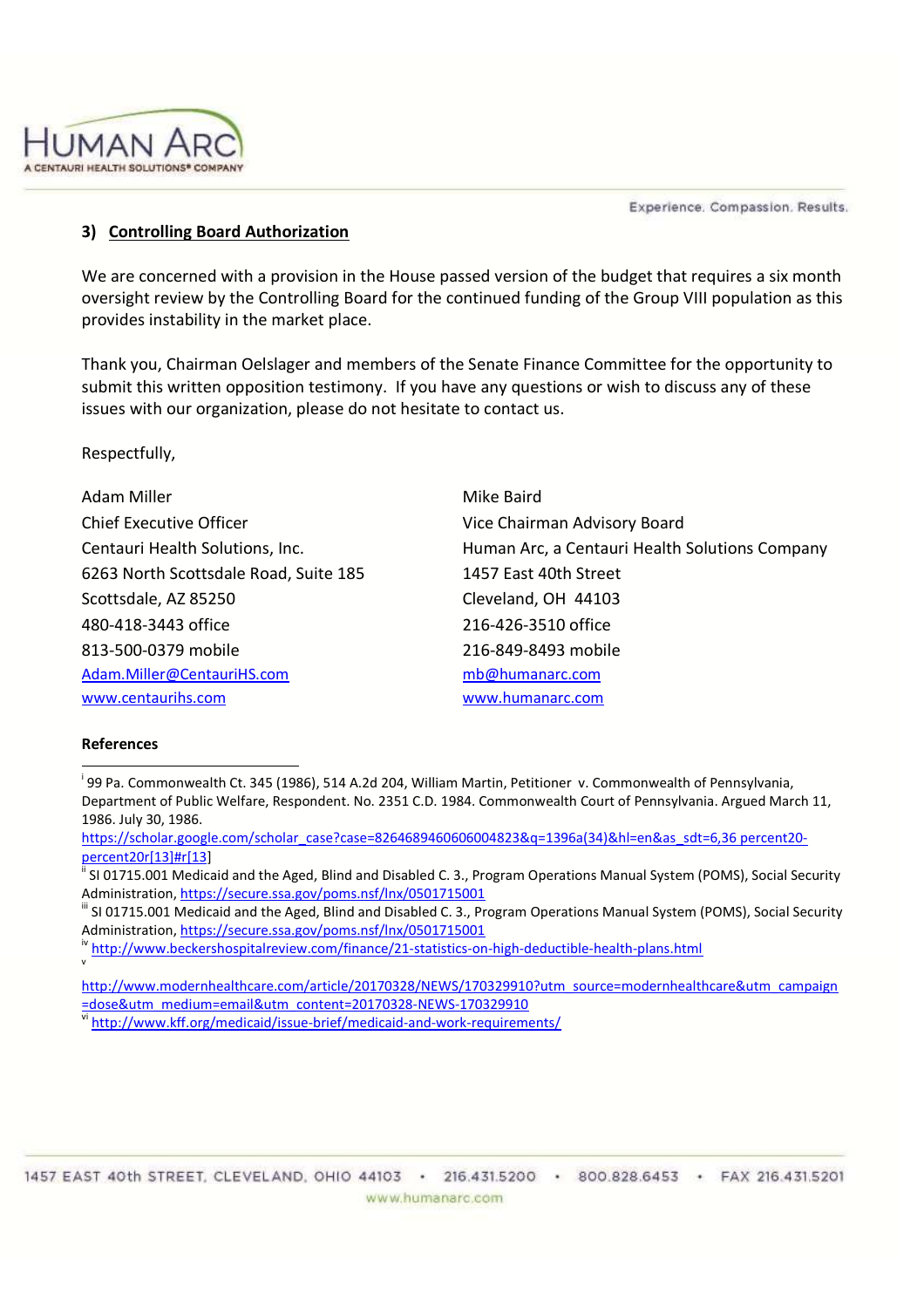### 3) Controlling Board Authorization

We are concerned with a provision in the House passed version of the budget that requires a six month oversight review by the Controlling Board for the continued funding of the Group VIII population as this provides instability in the market place.

Thank you, Chairman Oelslager and members of the Senate Finance Committee for the opportunity to submit this written opposition testimony. If you have any questions or wish to discuss any of these issues with our organization, please do not hesitate to contact us.

Respectfully,

Adam Miller
Chief Executive Officer
Centauri Health Solutions, Inc.
6263 North Scottsdale Road, Suite 185
Scottsdale, AZ 85250
480-418-3443 office
813-500-0379 mobile
Adam.Miller@CentauriHS.com
www.centaurihs.com

Mike Baird
Vice Chairman Advisory Board
Human Arc, a Centauri Health Solutions Company
1457 East 40th Street
Cleveland, OH 44103
216-426-3510 office
216-849-8493 mobile
mb@humanarc.com
www.humanarc.com

**References**

---

[i] 99 Pa. Commonwealth Ct. 345 (1986), 514 A.2d 204, William Martin, Petitioner v. Commonwealth of Pennsylvania, Department of Public Welfare, Respondent. No. 2351 C.D. 1984. Commonwealth Court of Pennsylvania. Argued March 11, 1986. July 30, 1986.
https://scholar.google.com/scholar_case?case=8264689460606004823&q=1396a(34)&hl=en&as_sdt=6,36 percent20-percent20r[13]#r[13]

[ii] SI 01715.001 Medicaid and the Aged, Blind and Disabled C. 3., Program Operations Manual System (POMS), Social Security Administration, https://secure.ssa.gov/poms.nsf/lnx/0501715001

[iii] SI 01715.001 Medicaid and the Aged, Blind and Disabled C. 3., Program Operations Manual System (POMS), Social Security Administration, https://secure.ssa.gov/poms.nsf/lnx/0501715001

[iv] http://www.beckershospitalreview.com/finance/21-statistics-on-high-deductible-health-plans.html

[v] http://www.modernhealthcare.com/article/20170328/NEWS/170329910?utm_source=modernhealthcare&utm_campaign=dose&utm_medium=email&utm_content=20170328-NEWS-170329910

[vi] http://www.kff.org/medicaid/issue-brief/medicaid-and-work-requirements/